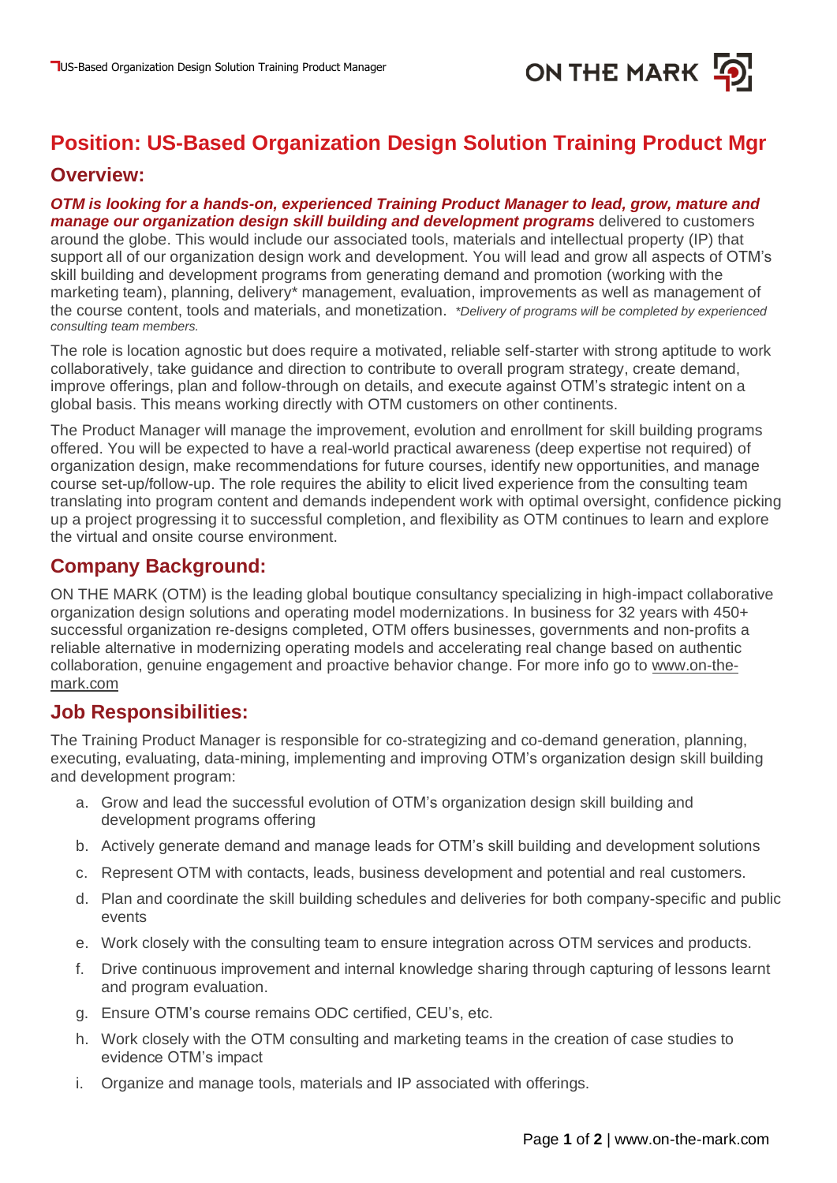# Position: US-Based Organization Design Solution Training Product Mgr

## Overview:

***OTM is looking for a hands-on, experienced Training Product Manager to lead, grow, mature and manage our organization design skill building and development programs*** delivered to customers around the globe. This would include our associated tools, materials and intellectual property (IP) that support all of our organization design work and development. You will lead and grow all aspects of OTM's skill building and development programs from generating demand and promotion (working with the marketing team), planning, delivery* management, evaluation, improvements as well as management of the course content, tools and materials, and monetization. *\*Delivery of programs will be completed by experienced consulting team members.*

The role is location agnostic but does require a motivated, reliable self-starter with strong aptitude to work collaboratively, take guidance and direction to contribute to overall program strategy, create demand, improve offerings, plan and follow-through on details, and execute against OTM's strategic intent on a global basis. This means working directly with OTM customers on other continents.

The Product Manager will manage the improvement, evolution and enrollment for skill building programs offered. You will be expected to have a real-world practical awareness (deep expertise not required) of organization design, make recommendations for future courses, identify new opportunities, and manage course set-up/follow-up. The role requires the ability to elicit lived experience from the consulting team translating into program content and demands independent work with optimal oversight, confidence picking up a project progressing it to successful completion, and flexibility as OTM continues to learn and explore the virtual and onsite course environment.

## Company Background:

ON THE MARK (OTM) is the leading global boutique consultancy specializing in high-impact collaborative organization design solutions and operating model modernizations. In business for 32 years with 450+ successful organization re-designs completed, OTM offers businesses, governments and non-profits a reliable alternative in modernizing operating models and accelerating real change based on authentic collaboration, genuine engagement and proactive behavior change. For more info go to www.on-the-mark.com

## Job Responsibilities:

The Training Product Manager is responsible for co-strategizing and co-demand generation, planning, executing, evaluating, data-mining, implementing and improving OTM's organization design skill building and development program:

a. Grow and lead the successful evolution of OTM's organization design skill building and development programs offering
b. Actively generate demand and manage leads for OTM's skill building and development solutions
c. Represent OTM with contacts, leads, business development and potential and real customers.
d. Plan and coordinate the skill building schedules and deliveries for both company-specific and public events
e. Work closely with the consulting team to ensure integration across OTM services and products.
f. Drive continuous improvement and internal knowledge sharing through capturing of lessons learnt and program evaluation.
g. Ensure OTM's course remains ODC certified, CEU's, etc.
h. Work closely with the OTM consulting and marketing teams in the creation of case studies to evidence OTM's impact
i. Organize and manage tools, materials and IP associated with offerings.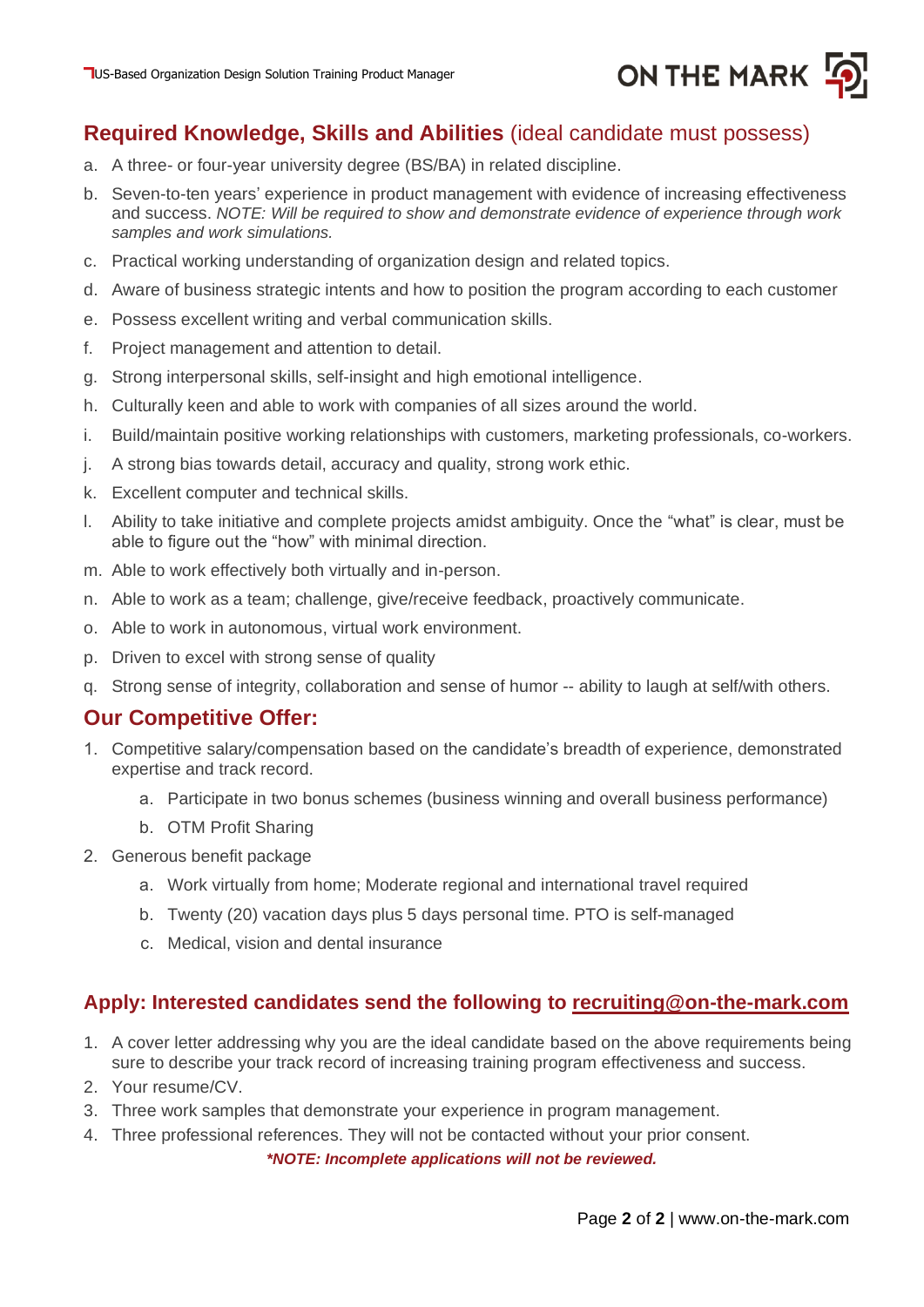## Required Knowledge, Skills and Abilities (ideal candidate must possess)

a. A three- or four-year university degree (BS/BA) in related discipline.

b. Seven-to-ten years' experience in product management with evidence of increasing effectiveness and success. *NOTE: Will be required to show and demonstrate evidence of experience through work samples and work simulations.*

c. Practical working understanding of organization design and related topics.

d. Aware of business strategic intents and how to position the program according to each customer

e. Possess excellent writing and verbal communication skills.

f. Project management and attention to detail.

g. Strong interpersonal skills, self-insight and high emotional intelligence.

h. Culturally keen and able to work with companies of all sizes around the world.

i. Build/maintain positive working relationships with customers, marketing professionals, co-workers.

j. A strong bias towards detail, accuracy and quality, strong work ethic.

k. Excellent computer and technical skills.

l. Ability to take initiative and complete projects amidst ambiguity. Once the "what" is clear, must be able to figure out the "how" with minimal direction.

m. Able to work effectively both virtually and in-person.

n. Able to work as a team; challenge, give/receive feedback, proactively communicate.

o. Able to work in autonomous, virtual work environment.

p. Driven to excel with strong sense of quality

q. Strong sense of integrity, collaboration and sense of humor -- ability to laugh at self/with others.

## Our Competitive Offer:

1. Competitive salary/compensation based on the candidate's breadth of experience, demonstrated expertise and track record.
   - a. Participate in two bonus schemes (business winning and overall business performance)
   - b. OTM Profit Sharing
2. Generous benefit package
   - a. Work virtually from home; Moderate regional and international travel required
   - b. Twenty (20) vacation days plus 5 days personal time. PTO is self-managed
   - c. Medical, vision and dental insurance

## Apply: Interested candidates send the following to recruiting@on-the-mark.com

1. A cover letter addressing why you are the ideal candidate based on the above requirements being sure to describe your track record of increasing training program effectiveness and success.
2. Your resume/CV.
3. Three work samples that demonstrate your experience in program management.
4. Three professional references. They will not be contacted without your prior consent.

***NOTE: Incomplete applications will not be reviewed.***